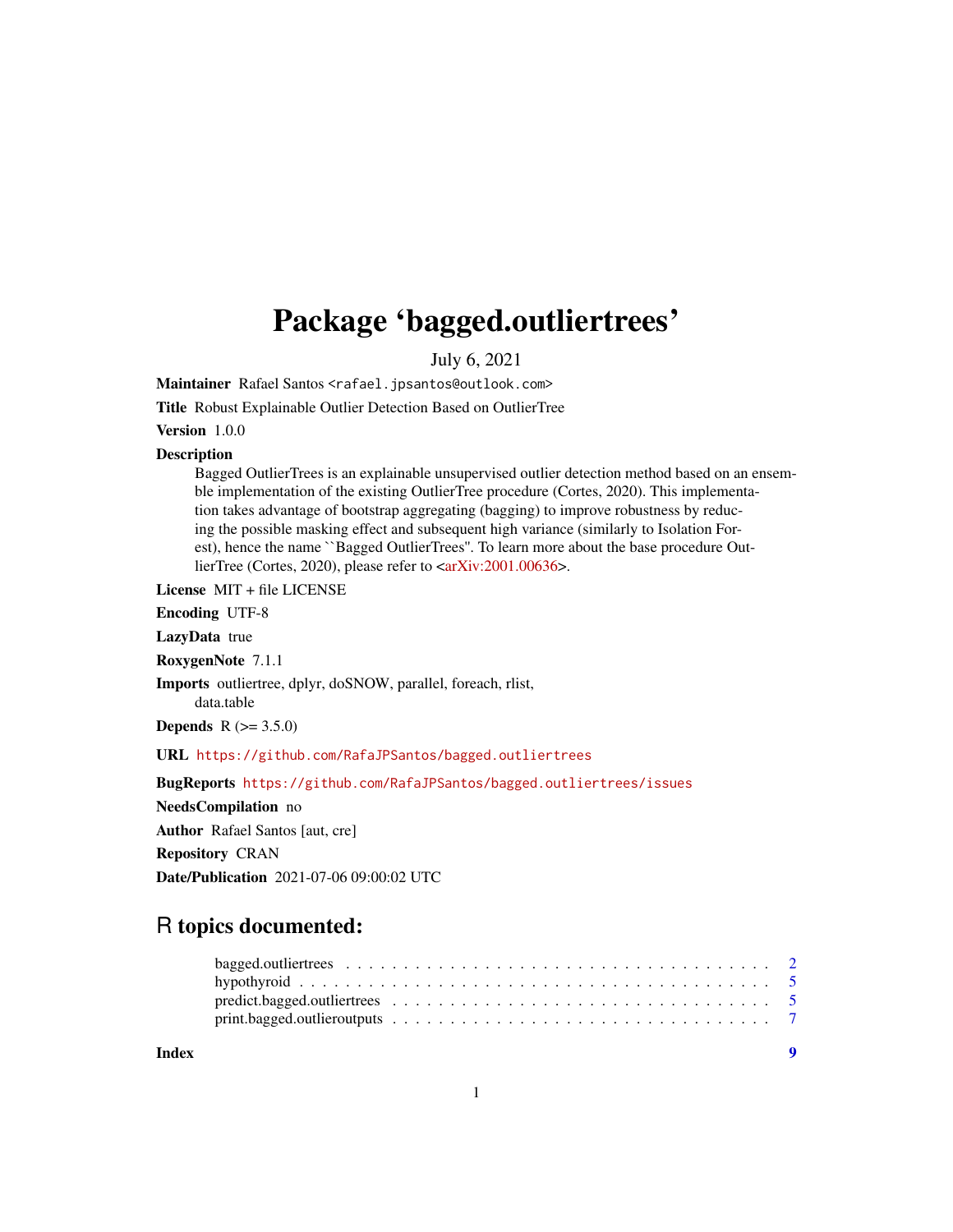# Package 'bagged.outliertrees'

July 6, 2021

**Maintainer** Rafael Santos <rafael.jpsantos@outlook.com>

**Title** Robust Explainable Outlier Detection Based on OutlierTree

**Version** 1.0.0

**Description** Bagged OutlierTrees is an explainable unsupervised outlier detection method based on an ensemble implementation of the existing OutlierTree procedure (Cortes, 2020). This implementation takes advantage of bootstrap aggregating (bagging) to improve robustness by reducing the possible masking effect and subsequent high variance (similarly to Isolation Forest), hence the name ``Bagged OutlierTrees''. To learn more about the base procedure OutlierTree (Cortes, 2020), please refer to <arXiv:2001.00636>.

**License** MIT + file LICENSE

**Encoding** UTF-8

**LazyData** true

**RoxygenNote** 7.1.1

**Imports** outliertree, dplyr, doSNOW, parallel, foreach, rlist, data.table

**Depends** R (>= 3.5.0)

**URL** https://github.com/RafaJPSantos/bagged.outliertrees

**BugReports** https://github.com/RafaJPSantos/bagged.outliertrees/issues

**NeedsCompilation** no

**Author** Rafael Santos [aut, cre]

**Repository** CRAN

**Date/Publication** 2021-07-06 09:00:02 UTC

## R topics documented:

- bagged.outliertrees . . . . . . . . . . . . . . . . . . . . . . . . . . . . . . . . . . . . . . 2
- hypothyroid . . . . . . . . . . . . . . . . . . . . . . . . . . . . . . . . . . . . . . . . . . . 5
- predict.bagged.outliertrees . . . . . . . . . . . . . . . . . . . . . . . . . . . . . . . . . . 5
- print.bagged.outlieroutputs . . . . . . . . . . . . . . . . . . . . . . . . . . . . . . . . . 7

**Index** 9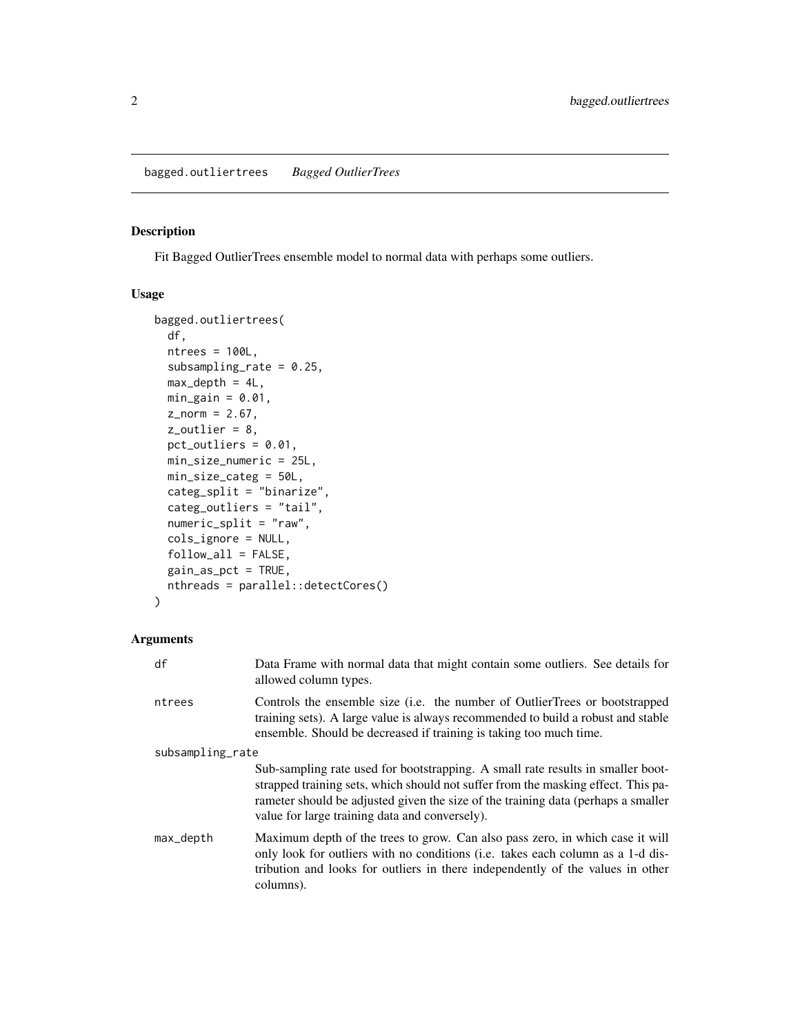## bagged.outliertrees *Bagged OutlierTrees*

### Description

Fit Bagged OutlierTrees ensemble model to normal data with perhaps some outliers.

### Usage

```
bagged.outliertrees(
  df,
  ntrees = 100L,
  subsampling_rate = 0.25,
  max_depth = 4L,
  min_gain = 0.01,
  z_norm = 2.67,
  z_outlier = 8,
  pct_outliers = 0.01,
  min_size_numeric = 25L,
  min_size_categ = 50L,
  categ_split = "binarize",
  categ_outliers = "tail",
  numeric_split = "raw",
  cols_ignore = NULL,
  follow_all = FALSE,
  gain_as_pct = TRUE,
  nthreads = parallel::detectCores()
)
```

### Arguments

`df` Data Frame with normal data that might contain some outliers. See details for allowed column types.

`ntrees` Controls the ensemble size (i.e. the number of OutlierTrees or bootstrapped training sets). A large value is always recommended to build a robust and stable ensemble. Should be decreased if training is taking too much time.

`subsampling_rate` Sub-sampling rate used for bootstrapping. A small rate results in smaller bootstrapped training sets, which should not suffer from the masking effect. This parameter should be adjusted given the size of the training data (perhaps a smaller value for large training data and conversely).

`max_depth` Maximum depth of the trees to grow. Can also pass zero, in which case it will only look for outliers with no conditions (i.e. takes each column as a 1-d distribution and looks for outliers in there independently of the values in other columns).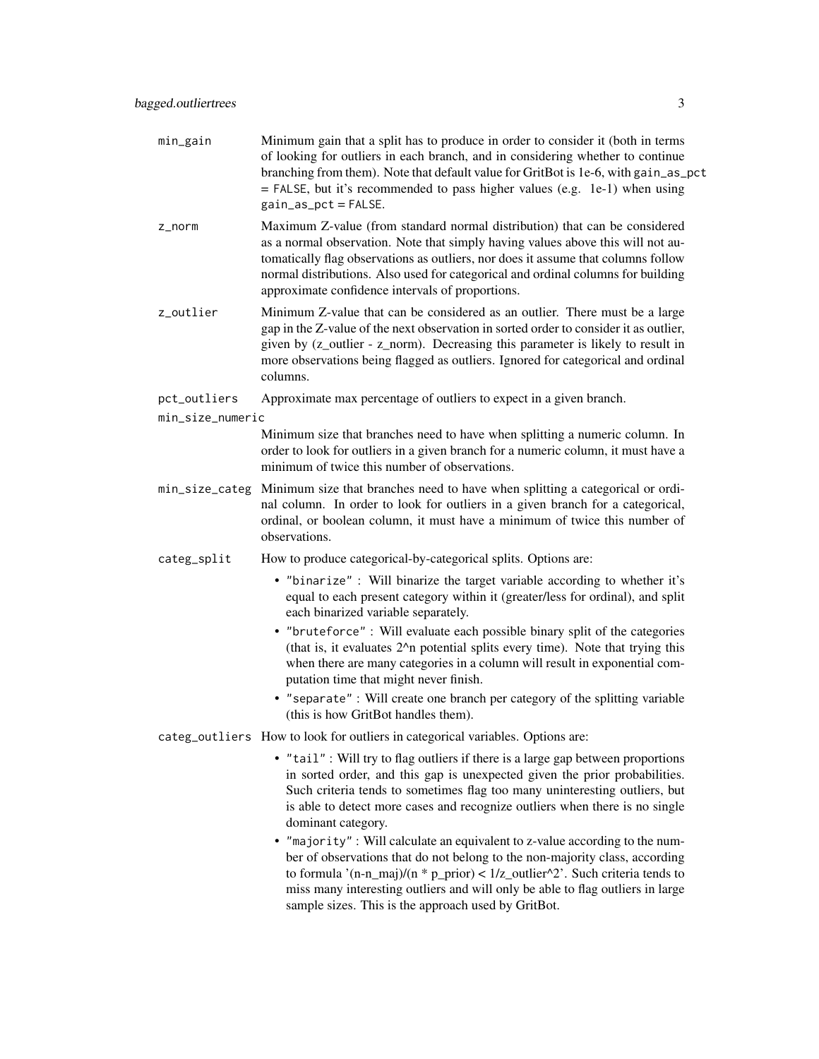`min_gain`
: Minimum gain that a split has to produce in order to consider it (both in terms of looking for outliers in each branch, and in considering whether to continue branching from them). Note that default value for GritBot is 1e-6, with `gain_as_pct = FALSE`, but it's recommended to pass higher values (e.g. 1e-1) when using `gain_as_pct = FALSE`.

`z_norm`
: Maximum Z-value (from standard normal distribution) that can be considered as a normal observation. Note that simply having values above this will not automatically flag observations as outliers, nor does it assume that columns follow normal distributions. Also used for categorical and ordinal columns for building approximate confidence intervals of proportions.

`z_outlier`
: Minimum Z-value that can be considered as an outlier. There must be a large gap in the Z-value of the next observation in sorted order to consider it as outlier, given by (z_outlier - z_norm). Decreasing this parameter is likely to result in more observations being flagged as outliers. Ignored for categorical and ordinal columns.

`pct_outliers`
: Approximate max percentage of outliers to expect in a given branch.

`min_size_numeric`
: Minimum size that branches need to have when splitting a numeric column. In order to look for outliers in a given branch for a numeric column, it must have a minimum of twice this number of observations.

`min_size_categ`
: Minimum size that branches need to have when splitting a categorical or ordinal column. In order to look for outliers in a given branch for a categorical, ordinal, or boolean column, it must have a minimum of twice this number of observations.

`categ_split`
: How to produce categorical-by-categorical splits. Options are:

  - `"binarize"` : Will binarize the target variable according to whether it's equal to each present category within it (greater/less for ordinal), and split each binarized variable separately.
  - `"bruteforce"` : Will evaluate each possible binary split of the categories (that is, it evaluates 2^n potential splits every time). Note that trying this when there are many categories in a column will result in exponential computation time that might never finish.
  - `"separate"` : Will create one branch per category of the splitting variable (this is how GritBot handles them).

`categ_outliers`
: How to look for outliers in categorical variables. Options are:

  - `"tail"` : Will try to flag outliers if there is a large gap between proportions in sorted order, and this gap is unexpected given the prior probabilities. Such criteria tends to sometimes flag too many uninteresting outliers, but is able to detect more cases and recognize outliers when there is no single dominant category.
  - `"majority"` : Will calculate an equivalent to z-value according to the number of observations that do not belong to the non-majority class, according to formula '(n-n_maj)/(n * p_prior) < 1/z_outlier^2'. Such criteria tends to miss many interesting outliers and will only be able to flag outliers in large sample sizes. This is the approach used by GritBot.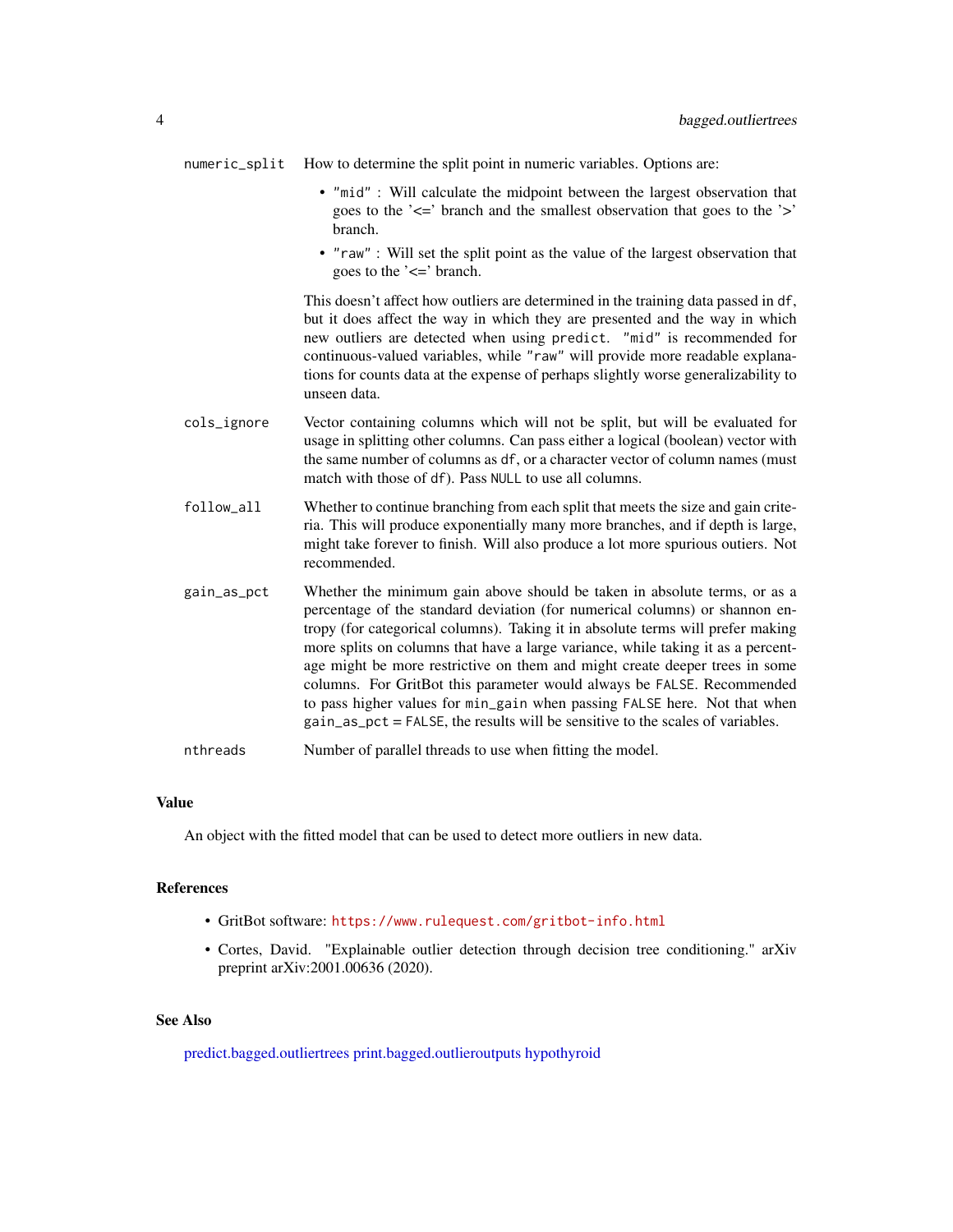`numeric_split` How to determine the split point in numeric variables. Options are:

- `"mid"` : Will calculate the midpoint between the largest observation that goes to the '<=' branch and the smallest observation that goes to the '>' branch.
- `"raw"` : Will set the split point as the value of the largest observation that goes to the '<=' branch.

This doesn't affect how outliers are determined in the training data passed in `df`, but it does affect the way in which they are presented and the way in which new outliers are detected when using `predict`. `"mid"` is recommended for continuous-valued variables, while `"raw"` will provide more readable explanations for counts data at the expense of perhaps slightly worse generalizability to unseen data.

`cols_ignore` Vector containing columns which will not be split, but will be evaluated for usage in splitting other columns. Can pass either a logical (boolean) vector with the same number of columns as `df`, or a character vector of column names (must match with those of `df`). Pass `NULL` to use all columns.

`follow_all` Whether to continue branching from each split that meets the size and gain criteria. This will produce exponentially many more branches, and if depth is large, might take forever to finish. Will also produce a lot more spurious outiers. Not recommended.

`gain_as_pct` Whether the minimum gain above should be taken in absolute terms, or as a percentage of the standard deviation (for numerical columns) or shannon entropy (for categorical columns). Taking it in absolute terms will prefer making more splits on columns that have a large variance, while taking it as a percentage might be more restrictive on them and might create deeper trees in some columns. For GritBot this parameter would always be `FALSE`. Recommended to pass higher values for `min_gain` when passing `FALSE` here. Not that when `gain_as_pct = FALSE`, the results will be sensitive to the scales of variables.

`nthreads` Number of parallel threads to use when fitting the model.

### Value

An object with the fitted model that can be used to detect more outliers in new data.

### References

- GritBot software: https://www.rulequest.com/gritbot-info.html
- Cortes, David. "Explainable outlier detection through decision tree conditioning." arXiv preprint arXiv:2001.00636 (2020).

### See Also

predict.bagged.outliertrees print.bagged.outlieroutputs hypothyroid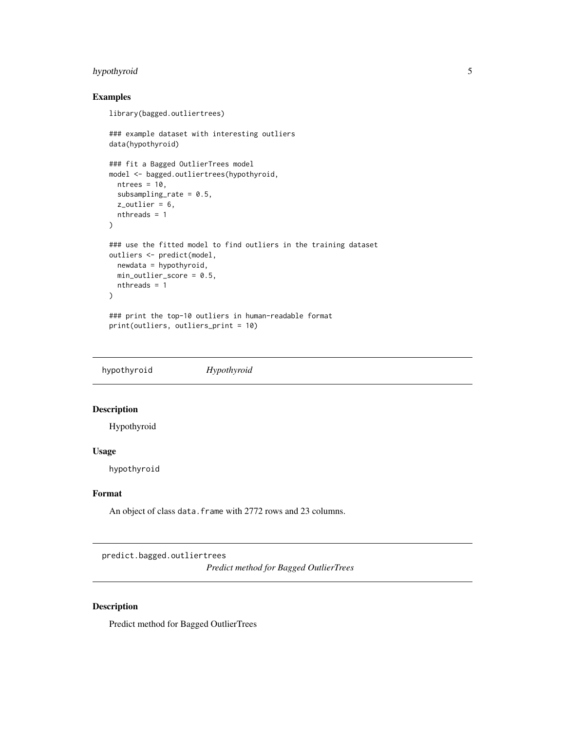## Examples

```
library(bagged.outliertrees)

### example dataset with interesting outliers
data(hypothyroid)

### fit a Bagged OutlierTrees model
model <- bagged.outliertrees(hypothyroid,
  ntrees = 10,
  subsampling_rate = 0.5,
  z_outlier = 6,
  nthreads = 1
)

### use the fitted model to find outliers in the training dataset
outliers <- predict(model,
  newdata = hypothyroid,
  min_outlier_score = 0.5,
  nthreads = 1
)

### print the top-10 outliers in human-readable format
print(outliers, outliers_print = 10)
```

---

# hypothyroid *Hypothyroid*

## Description

Hypothyroid

## Usage

```
hypothyroid
```

## Format

An object of class `data.frame` with 2772 rows and 23 columns.

---

# predict.bagged.outliertrees *Predict method for Bagged OutlierTrees*

## Description

Predict method for Bagged OutlierTrees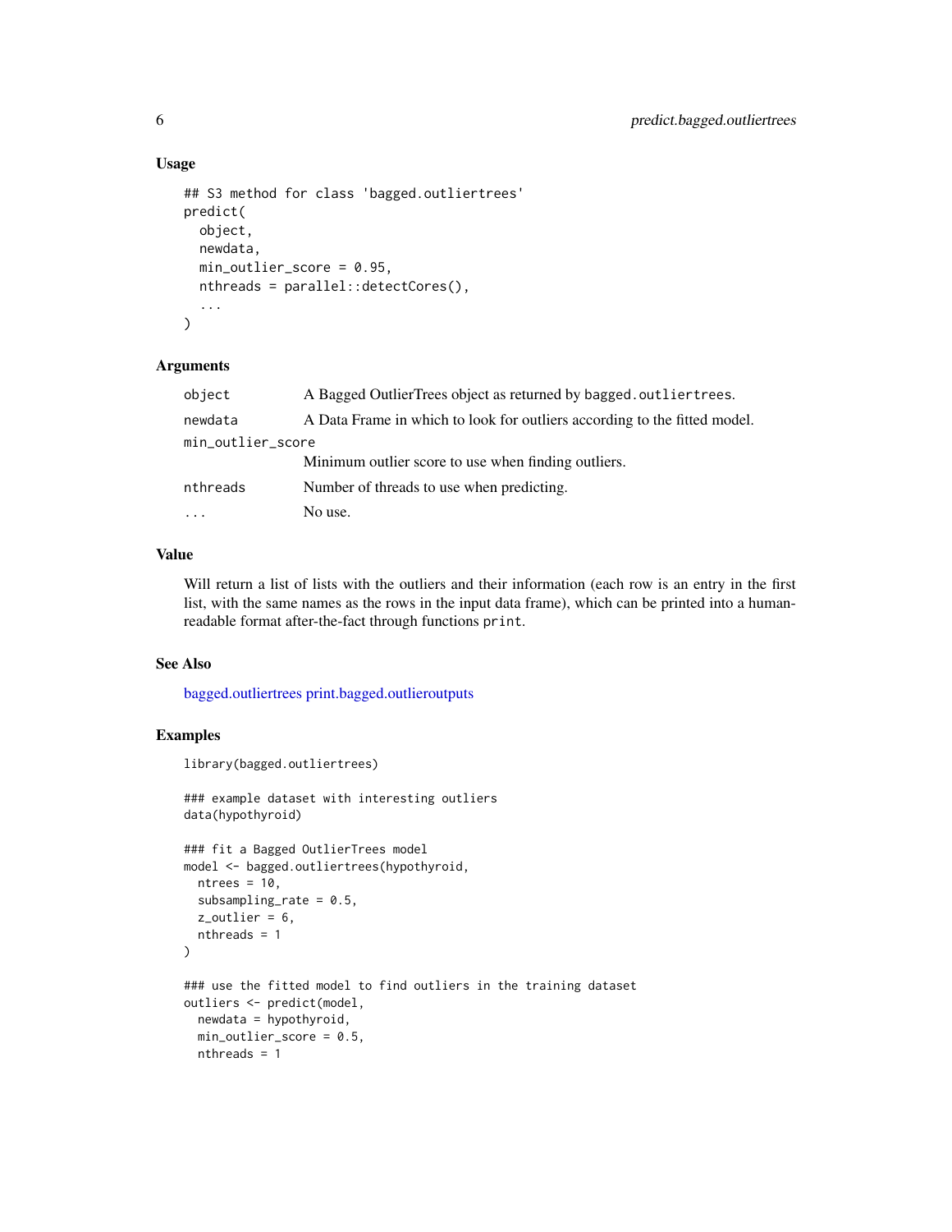### Usage

```
## S3 method for class 'bagged.outliertrees'
predict(
  object,
  newdata,
  min_outlier_score = 0.95,
  nthreads = parallel::detectCores(),
  ...
)
```

### Arguments

| | |
|---|---|
| `object` | A Bagged OutlierTrees object as returned by `bagged.outliertrees`. |
| `newdata` | A Data Frame in which to look for outliers according to the fitted model. |
| `min_outlier_score` | Minimum outlier score to use when finding outliers. |
| `nthreads` | Number of threads to use when predicting. |
| `...` | No use. |

### Value

Will return a list of lists with the outliers and their information (each row is an entry in the first list, with the same names as the rows in the input data frame), which can be printed into a human-readable format after-the-fact through functions `print`.

### See Also

bagged.outliertrees print.bagged.outlieroutputs

### Examples

```
library(bagged.outliertrees)

### example dataset with interesting outliers
data(hypothyroid)

### fit a Bagged OutlierTrees model
model <- bagged.outliertrees(hypothyroid,
  ntrees = 10,
  subsampling_rate = 0.5,
  z_outlier = 6,
  nthreads = 1
)

### use the fitted model to find outliers in the training dataset
outliers <- predict(model,
  newdata = hypothyroid,
  min_outlier_score = 0.5,
  nthreads = 1
```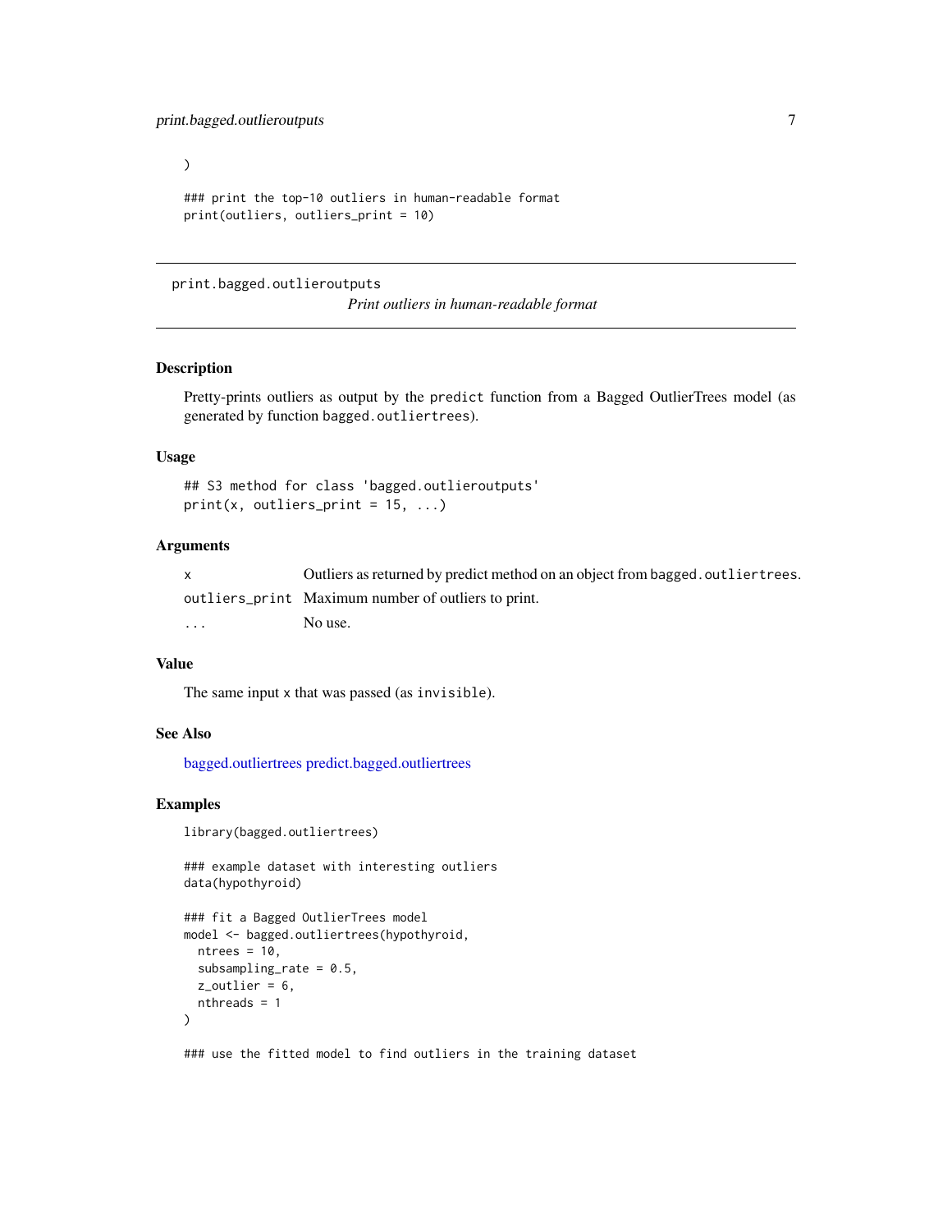```
)

### print the top-10 outliers in human-readable format
print(outliers, outliers_print = 10)
```

---

## print.bagged.outlieroutputs

*Print outliers in human-readable format*

---

### Description

Pretty-prints outliers as output by the `predict` function from a Bagged OutlierTrees model (as generated by function `bagged.outliertrees`).

### Usage

```
## S3 method for class 'bagged.outlieroutputs'
print(x, outliers_print = 15, ...)
```

### Arguments

| | |
|---|---|
| `x` | Outliers as returned by predict method on an object from `bagged.outliertrees`. |
| `outliers_print` | Maximum number of outliers to print. |
| `...` | No use. |

### Value

The same input `x` that was passed (as `invisible`).

### See Also

bagged.outliertrees predict.bagged.outliertrees

### Examples

```
library(bagged.outliertrees)

### example dataset with interesting outliers
data(hypothyroid)

### fit a Bagged OutlierTrees model
model <- bagged.outliertrees(hypothyroid,
  ntrees = 10,
  subsampling_rate = 0.5,
  z_outlier = 6,
  nthreads = 1
)

### use the fitted model to find outliers in the training dataset
```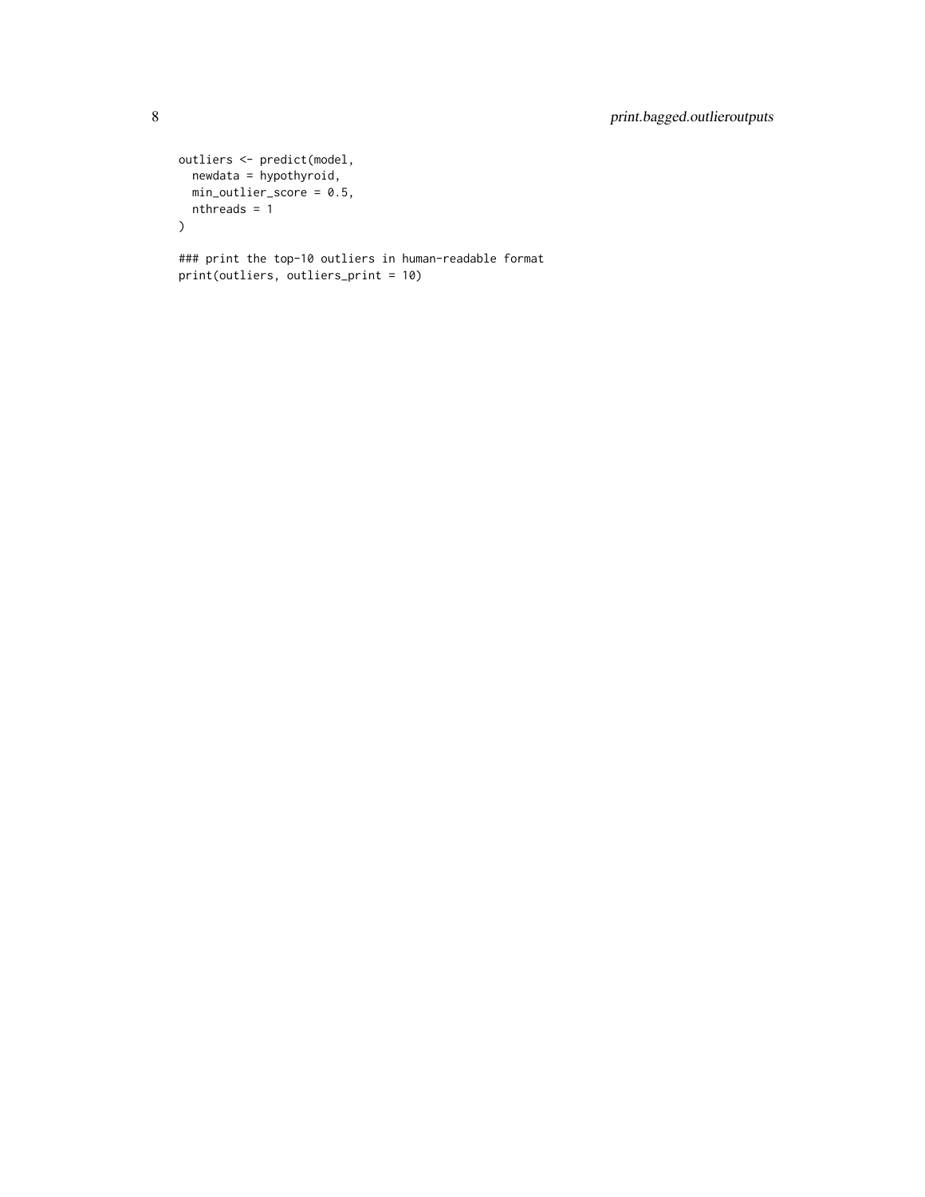```
outliers <- predict(model,
  newdata = hypothyroid,
  min_outlier_score = 0.5,
  nthreads = 1
)

### print the top-10 outliers in human-readable format
print(outliers, outliers_print = 10)
```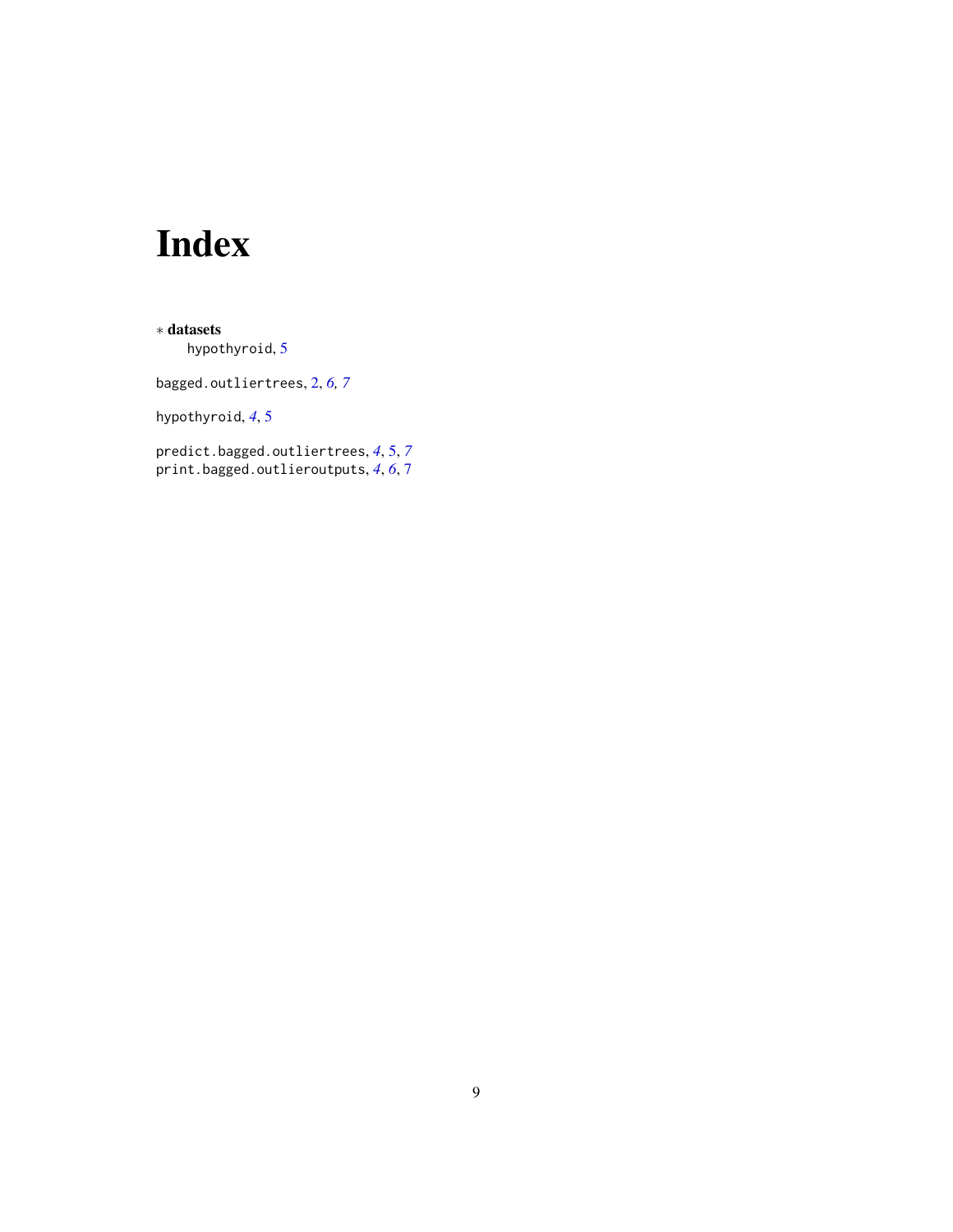# Index

∗ **datasets**
    hypothyroid, 5

bagged.outliertrees, 2, *6, 7*

hypothyroid, *4*, 5

predict.bagged.outliertrees, *4*, 5, *7*
print.bagged.outlieroutputs, *4*, *6*, 7